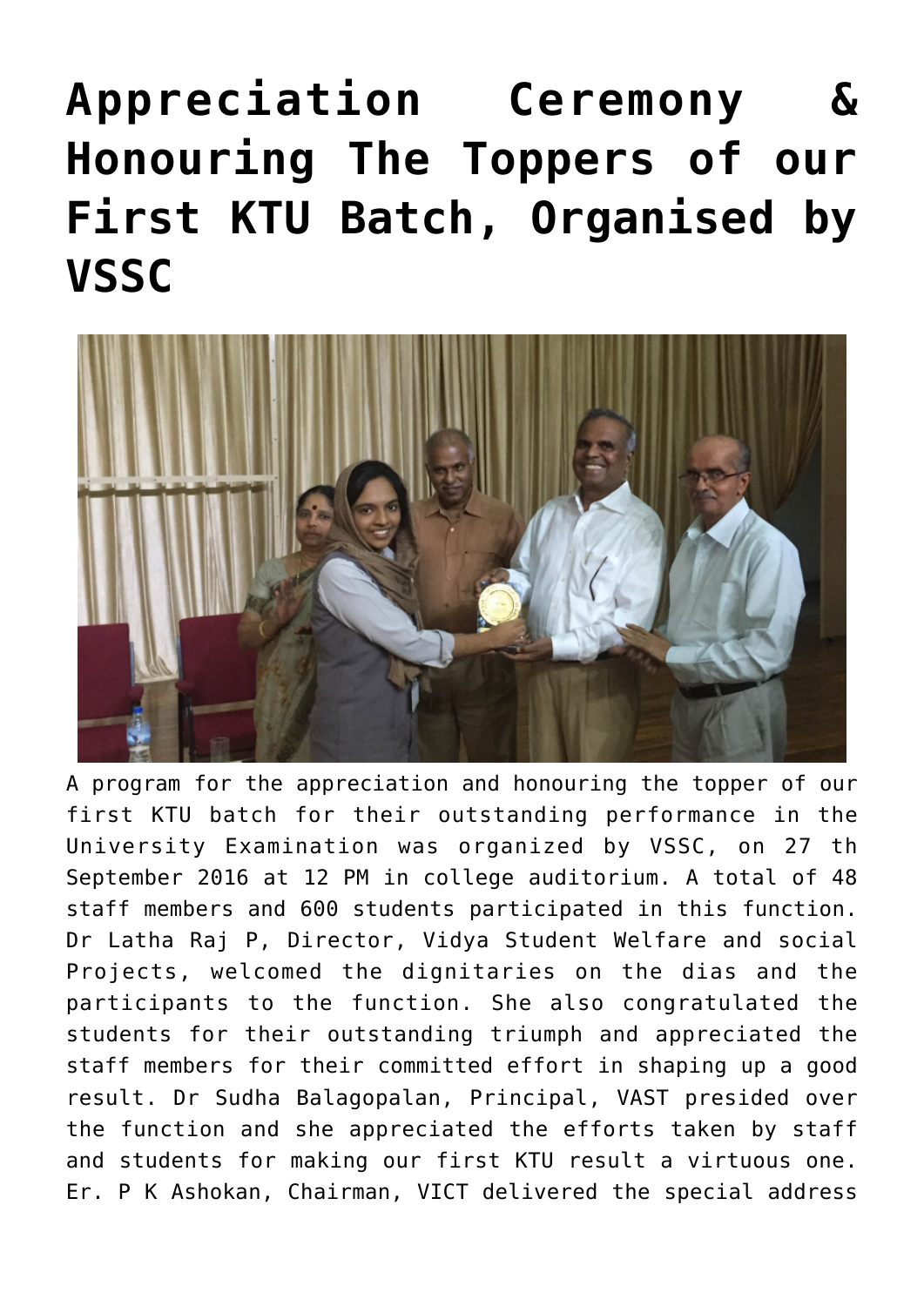# Appreciation Ceremony & Honouring The Toppers of our First KTU Batch, Organised by VSSC

A program for the appreciation and honouring the topper of our first KTU batch for their outstanding performance in the University Examination was organized by VSSC, on 27 th September 2016 at 12 PM in college auditorium. A total of 48 staff members and 600 students participated in this function. Dr Latha Raj P, Director, Vidya Student Welfare and social Projects, welcomed the dignitaries on the dias and the participants to the function. She also congratulated the students for their outstanding triumph and appreciated the staff members for their committed effort in shaping up a good result. Dr Sudha Balagopalan, Principal, VAST presided over the function and she appreciated the efforts taken by staff and students for making our first KTU result a virtuous one. Er. P K Ashokan, Chairman, VICT delivered the special address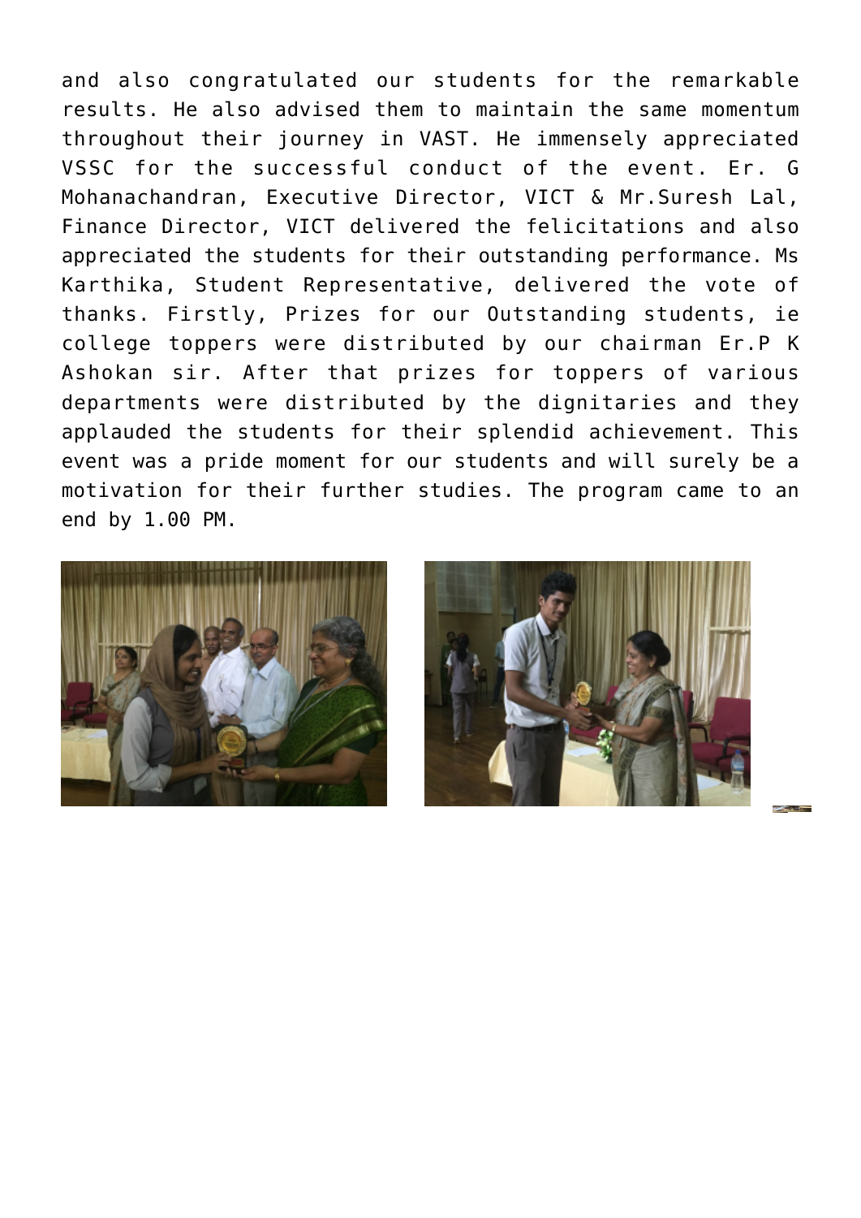and also congratulated our students for the remarkable results. He also advised them to maintain the same momentum throughout their journey in VAST. He immensely appreciated VSSC for the successful conduct of the event. Er. G Mohanachandran, Executive Director, VICT & Mr.Suresh Lal, Finance Director, VICT delivered the felicitations and also appreciated the students for their outstanding performance. Ms Karthika, Student Representative, delivered the vote of thanks. Firstly, Prizes for our Outstanding students, ie college toppers were distributed by our chairman Er.P K Ashokan sir. After that prizes for toppers of various departments were distributed by the dignitaries and they applauded the students for their splendid achievement. This event was a pride moment for our students and will surely be a motivation for their further studies. The program came to an end by 1.00 PM.